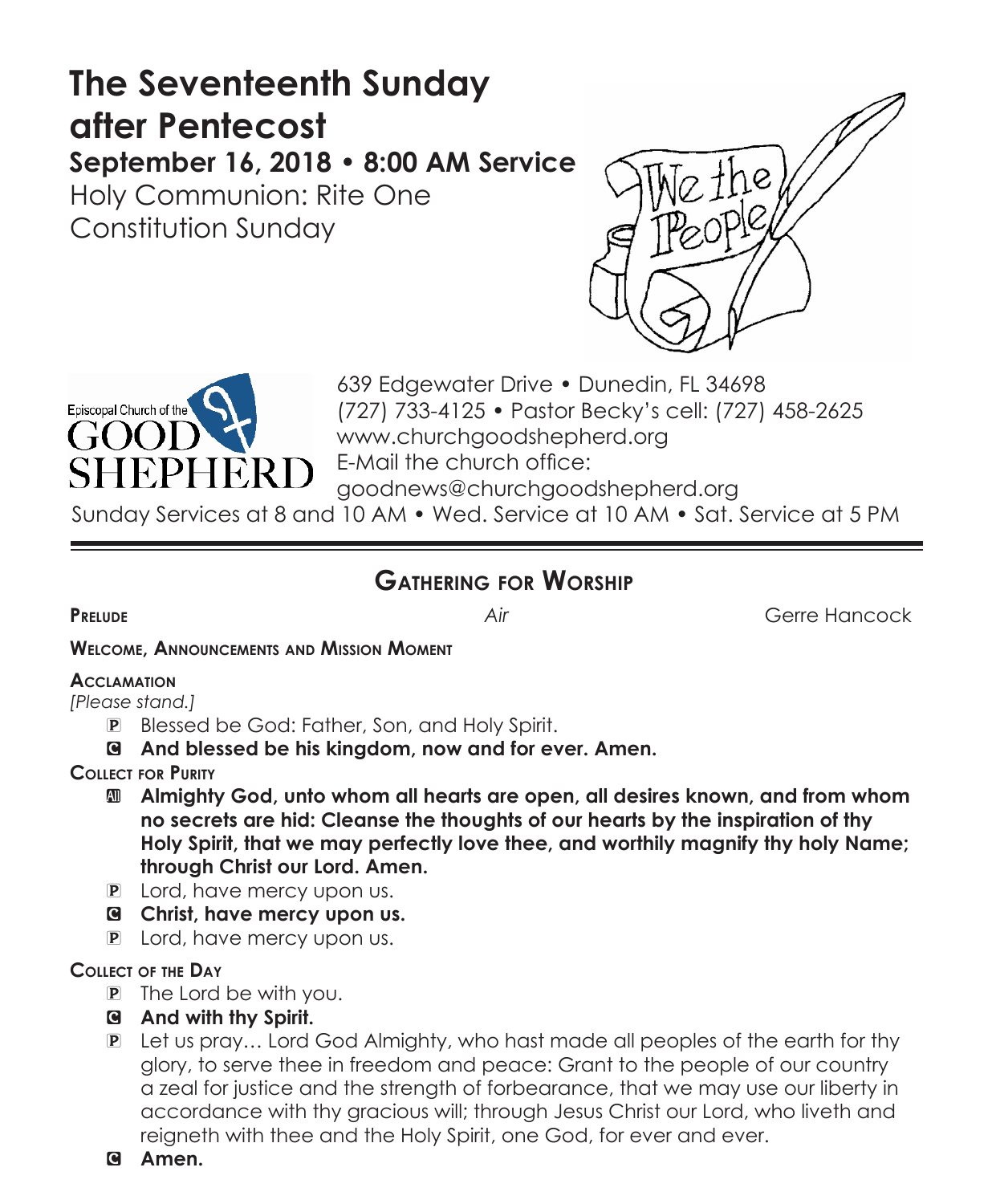# The Seventeenth Sunday after Pentecost

## September 16, 2018 • 8:00 AM Service

Holy Communion: Rite One
Constitution Sunday

Episcopal Church of the GOOD SHEPHERD

639 Edgewater Drive • Dunedin, FL 34698
(727) 733-4125 • Pastor Becky's cell: (727) 458-2625
www.churchgoodshepherd.org
E-Mail the church office:
goodnews@churchgoodshepherd.org

Sunday Services at 8 and 10 AM • Wed. Service at 10 AM • Sat. Service at 5 PM

---

## Gathering for Worship

**Prelude** *Air* Gerre Hancock

**Welcome, Announcements and Mission Moment**

**Acclamation**

*[Please stand.]*

P Blessed be God: Father, Son, and Holy Spirit.

**C And blessed be his kingdom, now and for ever. Amen.**

**Collect for Purity**

**All Almighty God, unto whom all hearts are open, all desires known, and from whom no secrets are hid: Cleanse the thoughts of our hearts by the inspiration of thy Holy Spirit, that we may perfectly love thee, and worthily magnify thy holy Name; through Christ our Lord. Amen.**

P Lord, have mercy upon us.

**C Christ, have mercy upon us.**

P Lord, have mercy upon us.

**Collect of the Day**

P The Lord be with you.

**C And with thy Spirit.**

P Let us pray… Lord God Almighty, who hast made all peoples of the earth for thy glory, to serve thee in freedom and peace: Grant to the people of our country a zeal for justice and the strength of forbearance, that we may use our liberty in accordance with thy gracious will; through Jesus Christ our Lord, who liveth and reigneth with thee and the Holy Spirit, one God, for ever and ever.

**C Amen.**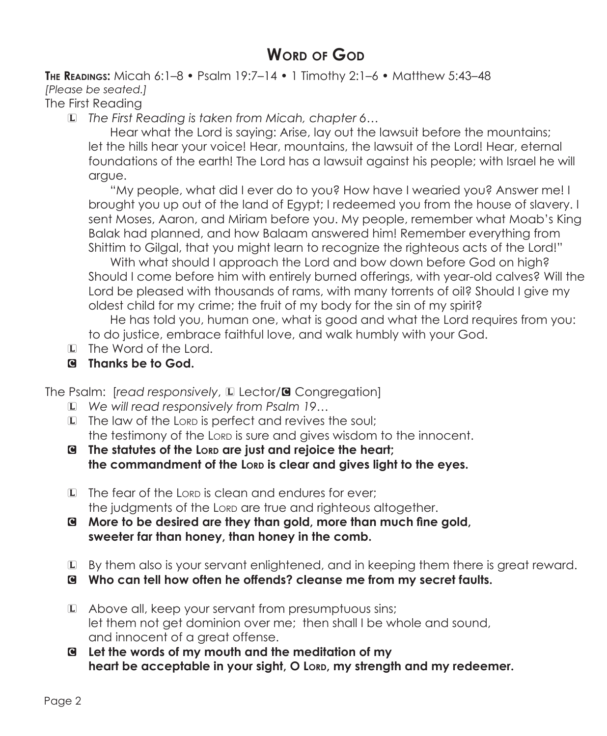# Word of God

**The Readings:** Micah 6:1–8 • Psalm 19:7–14 • 1 Timothy 2:1–6 • Matthew 5:43–48

*[Please be seated.]*

The First Reading

L *The First Reading is taken from Micah, chapter 6…*

Hear what the Lord is saying: Arise, lay out the lawsuit before the mountains; let the hills hear your voice! Hear, mountains, the lawsuit of the Lord! Hear, eternal foundations of the earth! The Lord has a lawsuit against his people; with Israel he will argue.

"My people, what did I ever do to you? How have I wearied you? Answer me! I brought you up out of the land of Egypt; I redeemed you from the house of slavery. I sent Moses, Aaron, and Miriam before you. My people, remember what Moab's King Balak had planned, and how Balaam answered him! Remember everything from Shittim to Gilgal, that you might learn to recognize the righteous acts of the Lord!"

With what should I approach the Lord and bow down before God on high? Should I come before him with entirely burned offerings, with year-old calves? Will the Lord be pleased with thousands of rams, with many torrents of oil? Should I give my oldest child for my crime; the fruit of my body for the sin of my spirit?

He has told you, human one, what is good and what the Lord requires from you: to do justice, embrace faithful love, and walk humbly with your God.

L The Word of the Lord.

**C Thanks be to God.**

The Psalm: [*read responsively*, L Lector/C Congregation]

L *We will read responsively from Psalm 19…*

L The law of the Lord is perfect and revives the soul;
the testimony of the Lord is sure and gives wisdom to the innocent.

**C The statutes of the Lord are just and rejoice the heart;**
**the commandment of the Lord is clear and gives light to the eyes.**

L The fear of the Lord is clean and endures for ever;
the judgments of the Lord are true and righteous altogether.

**C More to be desired are they than gold, more than much fine gold,**
**sweeter far than honey, than honey in the comb.**

L By them also is your servant enlightened, and in keeping them there is great reward.

**C Who can tell how often he offends? cleanse me from my secret faults.**

L Above all, keep your servant from presumptuous sins;
let them not get dominion over me; then shall I be whole and sound,
and innocent of a great offense.

**C Let the words of my mouth and the meditation of my**
**heart be acceptable in your sight, O Lord, my strength and my redeemer.**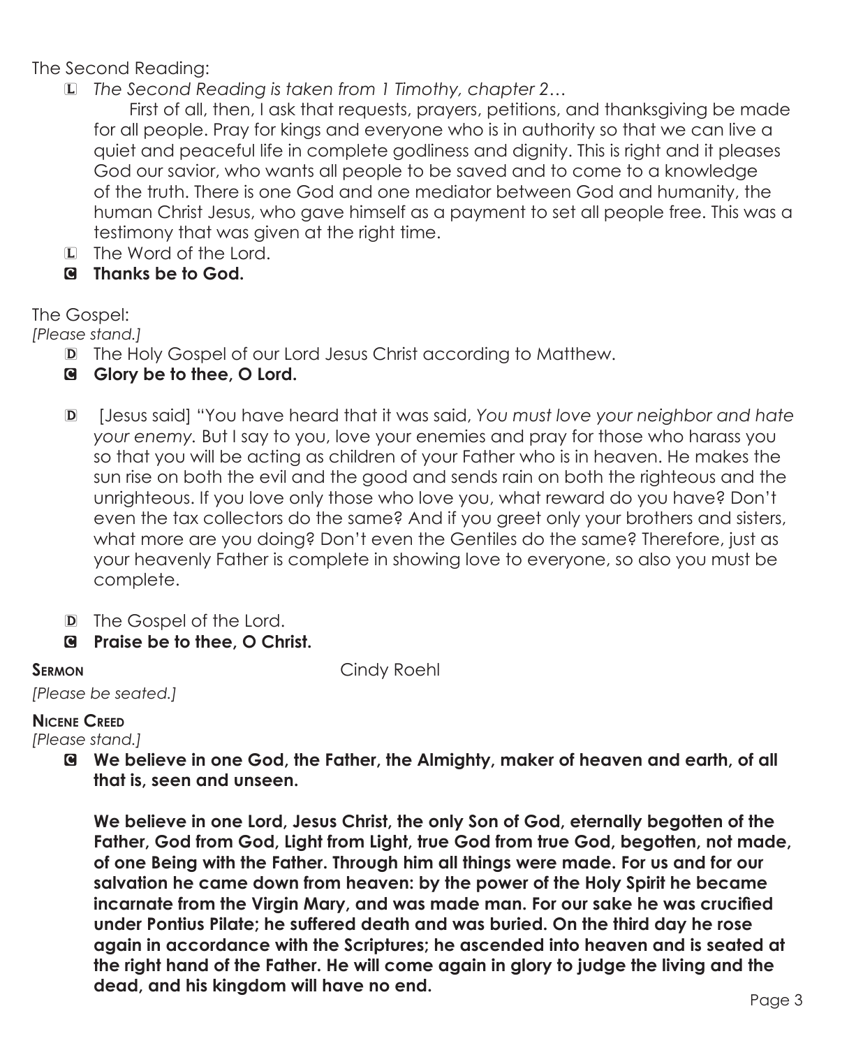The Second Reading:

L *The Second Reading is taken from 1 Timothy, chapter 2…*

First of all, then, I ask that requests, prayers, petitions, and thanksgiving be made for all people. Pray for kings and everyone who is in authority so that we can live a quiet and peaceful life in complete godliness and dignity. This is right and it pleases God our savior, who wants all people to be saved and to come to a knowledge of the truth. There is one God and one mediator between God and humanity, the human Christ Jesus, who gave himself as a payment to set all people free. This was a testimony that was given at the right time.

L The Word of the Lord.

C **Thanks be to God.**

The Gospel:

*[Please stand.]*

D The Holy Gospel of our Lord Jesus Christ according to Matthew.

C **Glory be to thee, O Lord.**

D [Jesus said] "You have heard that it was said, *You must love your neighbor and hate your enemy.* But I say to you, love your enemies and pray for those who harass you so that you will be acting as children of your Father who is in heaven. He makes the sun rise on both the evil and the good and sends rain on both the righteous and the unrighteous. If you love only those who love you, what reward do you have? Don't even the tax collectors do the same? And if you greet only your brothers and sisters, what more are you doing? Don't even the Gentiles do the same? Therefore, just as your heavenly Father is complete in showing love to everyone, so also you must be complete.

D The Gospel of the Lord.

C **Praise be to thee, O Christ.**

**Sermon** Cindy Roehl

*[Please be seated.]*

**Nicene Creed**

*[Please stand.]*

C **We believe in one God, the Father, the Almighty, maker of heaven and earth, of all that is, seen and unseen.**

**We believe in one Lord, Jesus Christ, the only Son of God, eternally begotten of the Father, God from God, Light from Light, true God from true God, begotten, not made, of one Being with the Father. Through him all things were made. For us and for our salvation he came down from heaven: by the power of the Holy Spirit he became incarnate from the Virgin Mary, and was made man. For our sake he was crucified under Pontius Pilate; he suffered death and was buried. On the third day he rose again in accordance with the Scriptures; he ascended into heaven and is seated at the right hand of the Father. He will come again in glory to judge the living and the dead, and his kingdom will have no end.**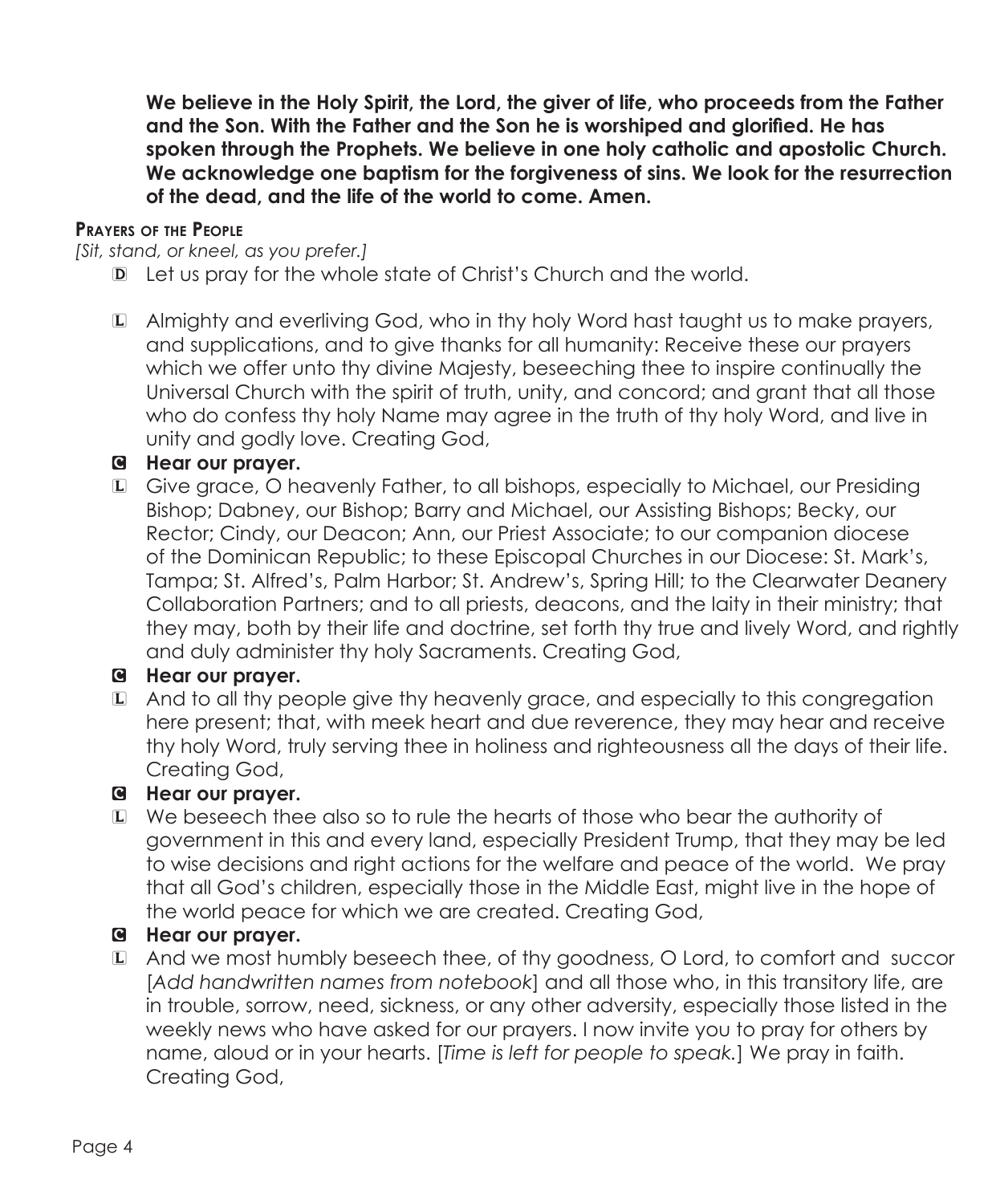**We believe in the Holy Spirit, the Lord, the giver of life, who proceeds from the Father and the Son. With the Father and the Son he is worshiped and glorified. He has spoken through the Prophets. We believe in one holy catholic and apostolic Church. We acknowledge one baptism for the forgiveness of sins. We look for the resurrection of the dead, and the life of the world to come. Amen.**

**Prayers of the People**

*[Sit, stand, or kneel, as you prefer.]*

D Let us pray for the whole state of Christ's Church and the world.

L Almighty and everliving God, who in thy holy Word hast taught us to make prayers, and supplications, and to give thanks for all humanity: Receive these our prayers which we offer unto thy divine Majesty, beseeching thee to inspire continually the Universal Church with the spirit of truth, unity, and concord; and grant that all those who do confess thy holy Name may agree in the truth of thy holy Word, and live in unity and godly love. Creating God,

**C Hear our prayer.**

L Give grace, O heavenly Father, to all bishops, especially to Michael, our Presiding Bishop; Dabney, our Bishop; Barry and Michael, our Assisting Bishops; Becky, our Rector; Cindy, our Deacon; Ann, our Priest Associate; to our companion diocese of the Dominican Republic; to these Episcopal Churches in our Diocese: St. Mark's, Tampa; St. Alfred's, Palm Harbor; St. Andrew's, Spring Hill; to the Clearwater Deanery Collaboration Partners; and to all priests, deacons, and the laity in their ministry; that they may, both by their life and doctrine, set forth thy true and lively Word, and rightly and duly administer thy holy Sacraments. Creating God,

**C Hear our prayer.**

L And to all thy people give thy heavenly grace, and especially to this congregation here present; that, with meek heart and due reverence, they may hear and receive thy holy Word, truly serving thee in holiness and righteousness all the days of their life. Creating God,

**C Hear our prayer.**

L We beseech thee also so to rule the hearts of those who bear the authority of government in this and every land, especially President Trump, that they may be led to wise decisions and right actions for the welfare and peace of the world. We pray that all God's children, especially those in the Middle East, might live in the hope of the world peace for which we are created. Creating God,

**C Hear our prayer.**

L And we most humbly beseech thee, of thy goodness, O Lord, to comfort and succor [*Add handwritten names from notebook*] and all those who, in this transitory life, are in trouble, sorrow, need, sickness, or any other adversity, especially those listed in the weekly news who have asked for our prayers. I now invite you to pray for others by name, aloud or in your hearts. [*Time is left for people to speak.*] We pray in faith. Creating God,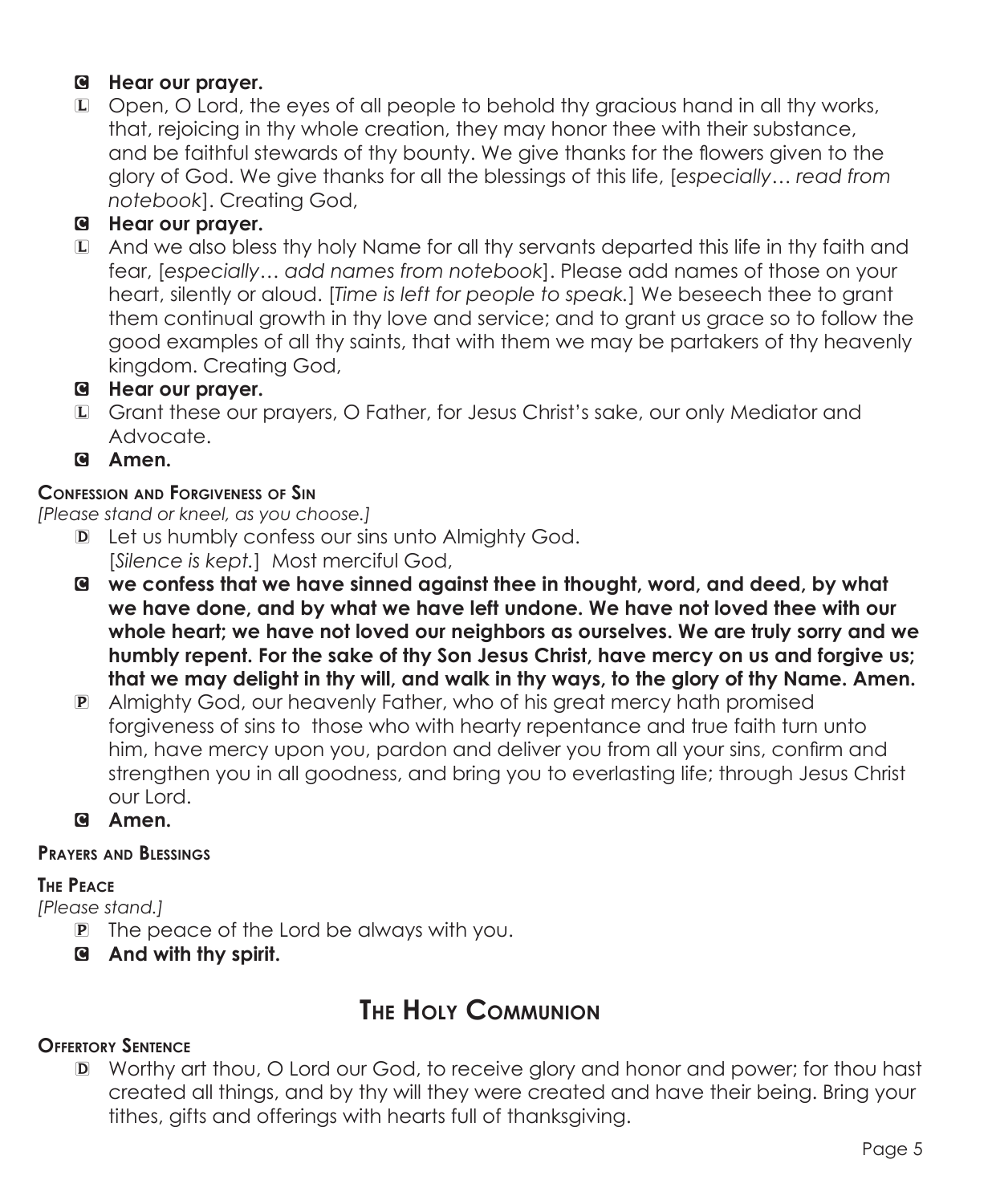C **Hear our prayer.**

L Open, O Lord, the eyes of all people to behold thy gracious hand in all thy works, that, rejoicing in thy whole creation, they may honor thee with their substance, and be faithful stewards of thy bounty. We give thanks for the flowers given to the glory of God. We give thanks for all the blessings of this life, [*especially… read from notebook*]. Creating God,

C **Hear our prayer.**

L And we also bless thy holy Name for all thy servants departed this life in thy faith and fear, [*especially… add names from notebook*]. Please add names of those on your heart, silently or aloud. [*Time is left for people to speak.*] We beseech thee to grant them continual growth in thy love and service; and to grant us grace so to follow the good examples of all thy saints, that with them we may be partakers of thy heavenly kingdom. Creating God,

C **Hear our prayer.**

L Grant these our prayers, O Father, for Jesus Christ's sake, our only Mediator and Advocate.

C **Amen.**

**Confession and Forgiveness of Sin**

*[Please stand or kneel, as you choose.]*

D Let us humbly confess our sins unto Almighty God.
[*Silence is kept.*] Most merciful God,

C **we confess that we have sinned against thee in thought, word, and deed, by what we have done, and by what we have left undone. We have not loved thee with our whole heart; we have not loved our neighbors as ourselves. We are truly sorry and we humbly repent. For the sake of thy Son Jesus Christ, have mercy on us and forgive us; that we may delight in thy will, and walk in thy ways, to the glory of thy Name. Amen.**

P Almighty God, our heavenly Father, who of his great mercy hath promised forgiveness of sins to those who with hearty repentance and true faith turn unto him, have mercy upon you, pardon and deliver you from all your sins, confirm and strengthen you in all goodness, and bring you to everlasting life; through Jesus Christ our Lord.

C **Amen.**

**Prayers and Blessings**

**The Peace**

*[Please stand.]*

P The peace of the Lord be always with you.

C **And with thy spirit.**

## The Holy Communion

**Offertory Sentence**

D Worthy art thou, O Lord our God, to receive glory and honor and power; for thou hast created all things, and by thy will they were created and have their being. Bring your tithes, gifts and offerings with hearts full of thanksgiving.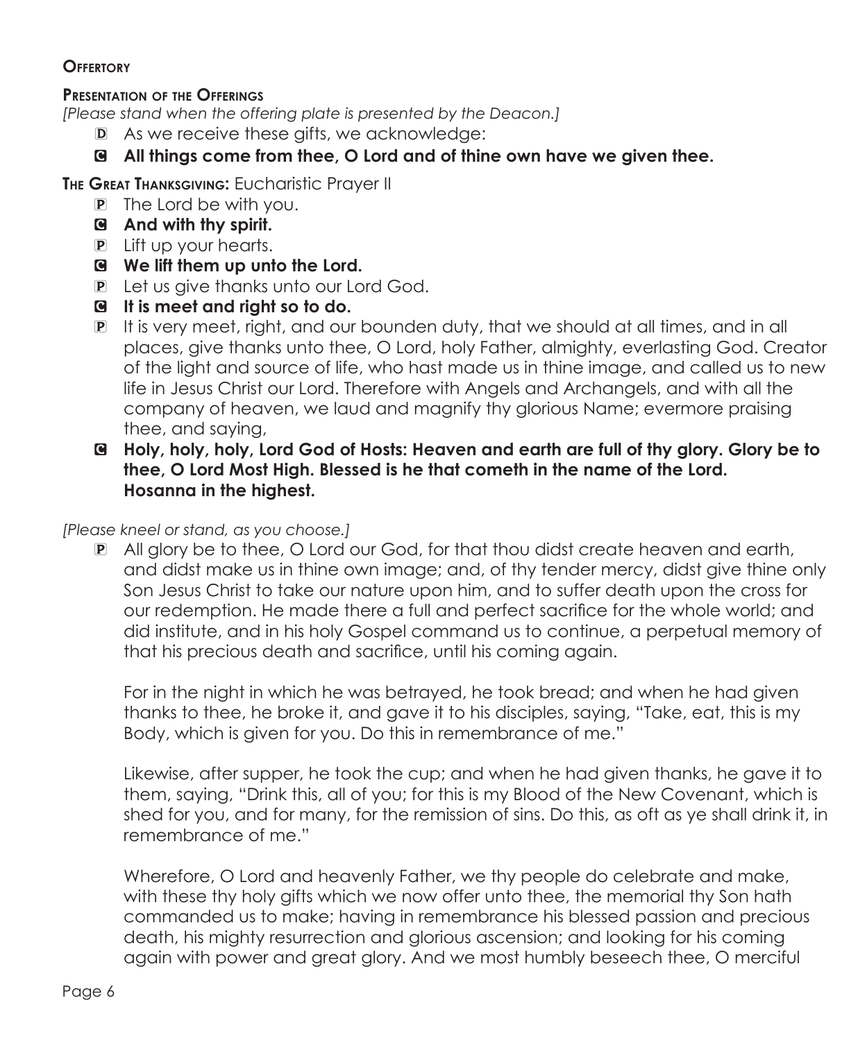## Offertory

### Presentation of the Offerings

*[Please stand when the offering plate is presented by the Deacon.]*

D As we receive these gifts, we acknowledge:

**C All things come from thee, O Lord and of thine own have we given thee.**

**The Great Thanksgiving:** Eucharistic Prayer II

P The Lord be with you.

**C And with thy spirit.**

P Lift up your hearts.

**C We lift them up unto the Lord.**

P Let us give thanks unto our Lord God.

**C It is meet and right so to do.**

P It is very meet, right, and our bounden duty, that we should at all times, and in all places, give thanks unto thee, O Lord, holy Father, almighty, everlasting God. Creator of the light and source of life, who hast made us in thine image, and called us to new life in Jesus Christ our Lord. Therefore with Angels and Archangels, and with all the company of heaven, we laud and magnify thy glorious Name; evermore praising thee, and saying,

**C Holy, holy, holy, Lord God of Hosts: Heaven and earth are full of thy glory. Glory be to thee, O Lord Most High. Blessed is he that cometh in the name of the Lord. Hosanna in the highest.**

*[Please kneel or stand, as you choose.]*

P All glory be to thee, O Lord our God, for that thou didst create heaven and earth, and didst make us in thine own image; and, of thy tender mercy, didst give thine only Son Jesus Christ to take our nature upon him, and to suffer death upon the cross for our redemption. He made there a full and perfect sacrifice for the whole world; and did institute, and in his holy Gospel command us to continue, a perpetual memory of that his precious death and sacrifice, until his coming again.

For in the night in which he was betrayed, he took bread; and when he had given thanks to thee, he broke it, and gave it to his disciples, saying, "Take, eat, this is my Body, which is given for you. Do this in remembrance of me."

Likewise, after supper, he took the cup; and when he had given thanks, he gave it to them, saying, "Drink this, all of you; for this is my Blood of the New Covenant, which is shed for you, and for many, for the remission of sins. Do this, as oft as ye shall drink it, in remembrance of me."

Wherefore, O Lord and heavenly Father, we thy people do celebrate and make, with these thy holy gifts which we now offer unto thee, the memorial thy Son hath commanded us to make; having in remembrance his blessed passion and precious death, his mighty resurrection and glorious ascension; and looking for his coming again with power and great glory. And we most humbly beseech thee, O merciful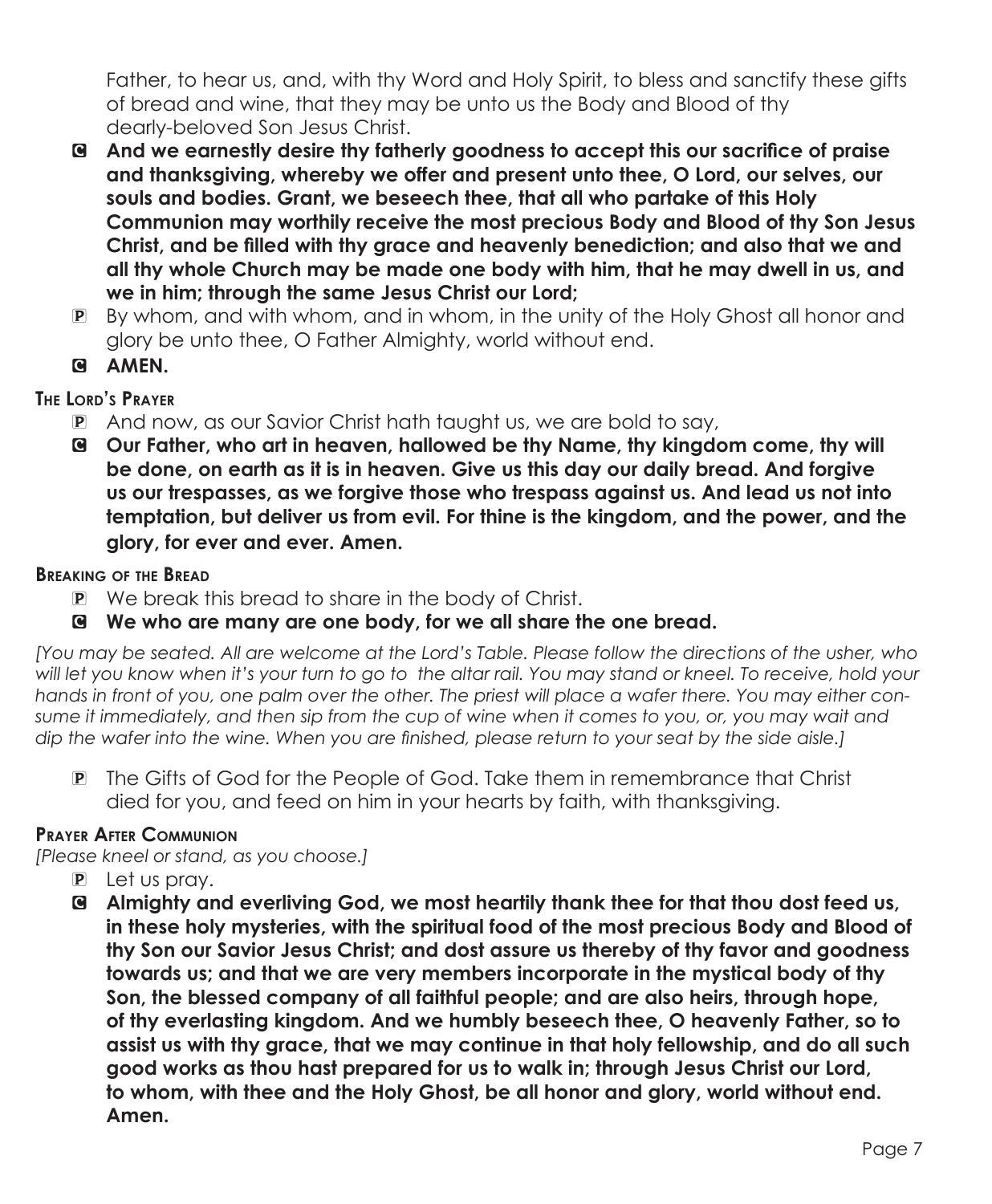Father, to hear us, and, with thy Word and Holy Spirit, to bless and sanctify these gifts of bread and wine, that they may be unto us the Body and Blood of thy dearly-beloved Son Jesus Christ.

C **And we earnestly desire thy fatherly goodness to accept this our sacrifice of praise and thanksgiving, whereby we offer and present unto thee, O Lord, our selves, our souls and bodies. Grant, we beseech thee, that all who partake of this Holy Communion may worthily receive the most precious Body and Blood of thy Son Jesus Christ, and be filled with thy grace and heavenly benediction; and also that we and all thy whole Church may be made one body with him, that he may dwell in us, and we in him; through the same Jesus Christ our Lord;**

P By whom, and with whom, and in whom, in the unity of the Holy Ghost all honor and glory be unto thee, O Father Almighty, world without end.

C **AMEN.**

**The Lord's Prayer**

P And now, as our Savior Christ hath taught us, we are bold to say,

C **Our Father, who art in heaven, hallowed be thy Name, thy kingdom come, thy will be done, on earth as it is in heaven. Give us this day our daily bread. And forgive us our trespasses, as we forgive those who trespass against us. And lead us not into temptation, but deliver us from evil. For thine is the kingdom, and the power, and the glory, for ever and ever. Amen.**

**Breaking of the Bread**

P We break this bread to share in the body of Christ.

C **We who are many are one body, for we all share the one bread.**

*[You may be seated. All are welcome at the Lord's Table. Please follow the directions of the usher, who will let you know when it's your turn to go to the altar rail. You may stand or kneel. To receive, hold your hands in front of you, one palm over the other. The priest will place a wafer there. You may either consume it immediately, and then sip from the cup of wine when it comes to you, or, you may wait and dip the wafer into the wine. When you are finished, please return to your seat by the side aisle.]*

P The Gifts of God for the People of God. Take them in remembrance that Christ died for you, and feed on him in your hearts by faith, with thanksgiving.

**Prayer After Communion**

*[Please kneel or stand, as you choose.]*

P Let us pray.

C **Almighty and everliving God, we most heartily thank thee for that thou dost feed us, in these holy mysteries, with the spiritual food of the most precious Body and Blood of thy Son our Savior Jesus Christ; and dost assure us thereby of thy favor and goodness towards us; and that we are very members incorporate in the mystical body of thy Son, the blessed company of all faithful people; and are also heirs, through hope, of thy everlasting kingdom. And we humbly beseech thee, O heavenly Father, so to assist us with thy grace, that we may continue in that holy fellowship, and do all such good works as thou hast prepared for us to walk in; through Jesus Christ our Lord, to whom, with thee and the Holy Ghost, be all honor and glory, world without end. Amen.**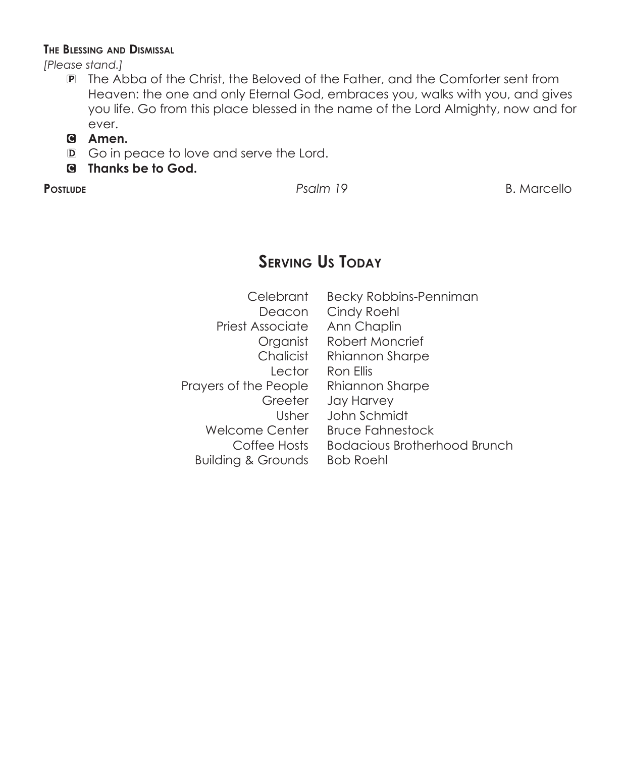**The Blessing and Dismissal**

*[Please stand.]*

P The Abba of the Christ, the Beloved of the Father, and the Comforter sent from Heaven: the one and only Eternal God, embraces you, walks with you, and gives you life. Go from this place blessed in the name of the Lord Almighty, now and for ever.

C **Amen.**

D Go in peace to love and serve the Lord.

C **Thanks be to God.**

**Postlude** *Psalm 19* B. Marcello

## Serving Us Today

| | |
|---|---|
| Celebrant | Becky Robbins-Penniman |
| Deacon | Cindy Roehl |
| Priest Associate | Ann Chaplin |
| Organist | Robert Moncrief |
| Chalicist | Rhiannon Sharpe |
| Lector | Ron Ellis |
| Prayers of the People | Rhiannon Sharpe |
| Greeter | Jay Harvey |
| Usher | John Schmidt |
| Welcome Center | Bruce Fahnestock |
| Coffee Hosts | Bodacious Brotherhood Brunch |
| Building & Grounds | Bob Roehl |